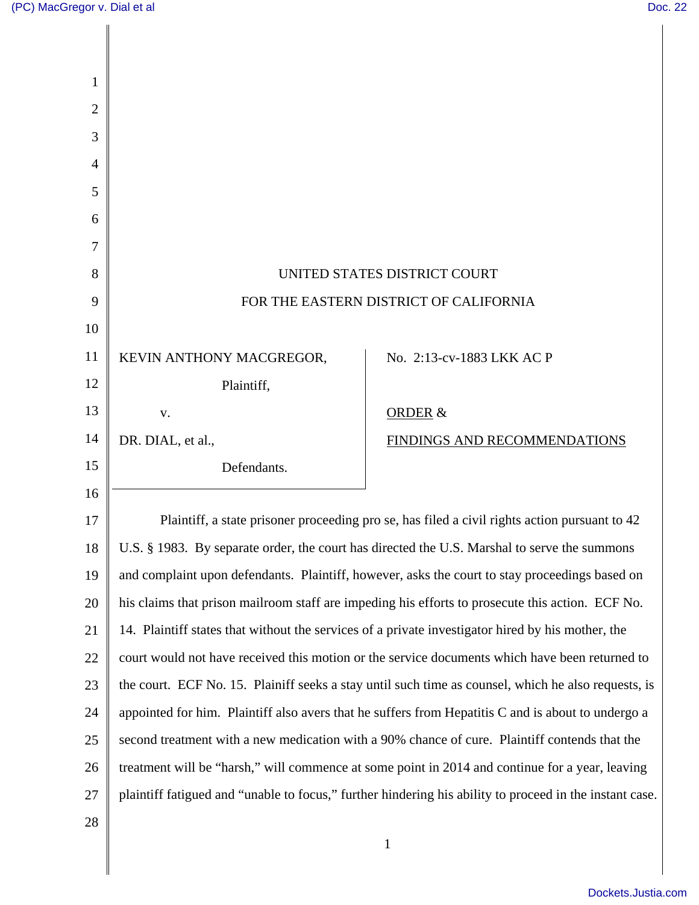UNITED STATES DISTRICT COURT

FOR THE EASTERN DISTRICT OF CALIFORNIA

| | |
|---|---|
| KEVIN ANTHONY MACGREGOR, Plaintiff, v. DR. DIAL, et al., Defendants. | No. 2:13-cv-1883 LKK AC P <br> ORDER & <br> FINDINGS AND RECOMMENDATIONS |

Plaintiff, a state prisoner proceeding pro se, has filed a civil rights action pursuant to 42 U.S. § 1983. By separate order, the court has directed the U.S. Marshal to serve the summons and complaint upon defendants. Plaintiff, however, asks the court to stay proceedings based on his claims that prison mailroom staff are impeding his efforts to prosecute this action. ECF No. 14. Plaintiff states that without the services of a private investigator hired by his mother, the court would not have received this motion or the service documents which have been returned to the court. ECF No. 15. Plainiff seeks a stay until such time as counsel, which he also requests, is appointed for him. Plaintiff also avers that he suffers from Hepatitis C and is about to undergo a second treatment with a new medication with a 90% chance of cure. Plaintiff contends that the treatment will be "harsh," will commence at some point in 2014 and continue for a year, leaving plaintiff fatigued and "unable to focus," further hindering his ability to proceed in the instant case.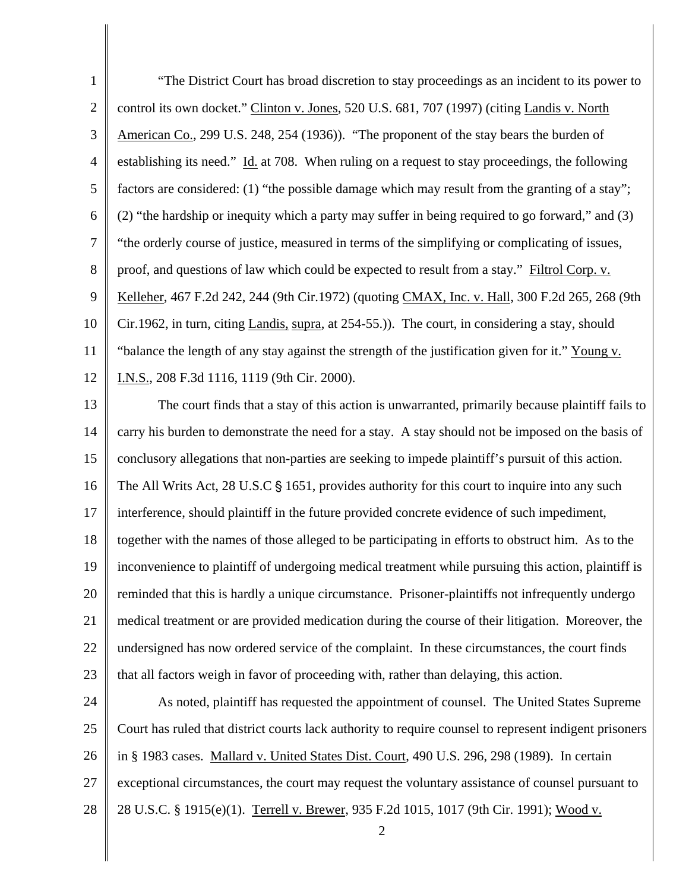"The District Court has broad discretion to stay proceedings as an incident to its power to control its own docket." Clinton v. Jones, 520 U.S. 681, 707 (1997) (citing Landis v. North American Co., 299 U.S. 248, 254 (1936)). "The proponent of the stay bears the burden of establishing its need." Id. at 708. When ruling on a request to stay proceedings, the following factors are considered: (1) "the possible damage which may result from the granting of a stay"; (2) "the hardship or inequity which a party may suffer in being required to go forward," and (3) "the orderly course of justice, measured in terms of the simplifying or complicating of issues, proof, and questions of law which could be expected to result from a stay." Filtrol Corp. v. Kelleher, 467 F.2d 242, 244 (9th Cir.1972) (quoting CMAX, Inc. v. Hall, 300 F.2d 265, 268 (9th Cir.1962, in turn, citing Landis, supra, at 254-55.)). The court, in considering a stay, should "balance the length of any stay against the strength of the justification given for it." Young v. I.N.S., 208 F.3d 1116, 1119 (9th Cir. 2000).

The court finds that a stay of this action is unwarranted, primarily because plaintiff fails to carry his burden to demonstrate the need for a stay. A stay should not be imposed on the basis of conclusory allegations that non-parties are seeking to impede plaintiff's pursuit of this action. The All Writs Act, 28 U.S.C § 1651, provides authority for this court to inquire into any such interference, should plaintiff in the future provided concrete evidence of such impediment, together with the names of those alleged to be participating in efforts to obstruct him. As to the inconvenience to plaintiff of undergoing medical treatment while pursuing this action, plaintiff is reminded that this is hardly a unique circumstance. Prisoner-plaintiffs not infrequently undergo medical treatment or are provided medication during the course of their litigation. Moreover, the undersigned has now ordered service of the complaint. In these circumstances, the court finds that all factors weigh in favor of proceeding with, rather than delaying, this action.

As noted, plaintiff has requested the appointment of counsel. The United States Supreme Court has ruled that district courts lack authority to require counsel to represent indigent prisoners in § 1983 cases. Mallard v. United States Dist. Court, 490 U.S. 296, 298 (1989). In certain exceptional circumstances, the court may request the voluntary assistance of counsel pursuant to 28 U.S.C. § 1915(e)(1). Terrell v. Brewer, 935 F.2d 1015, 1017 (9th Cir. 1991); Wood v.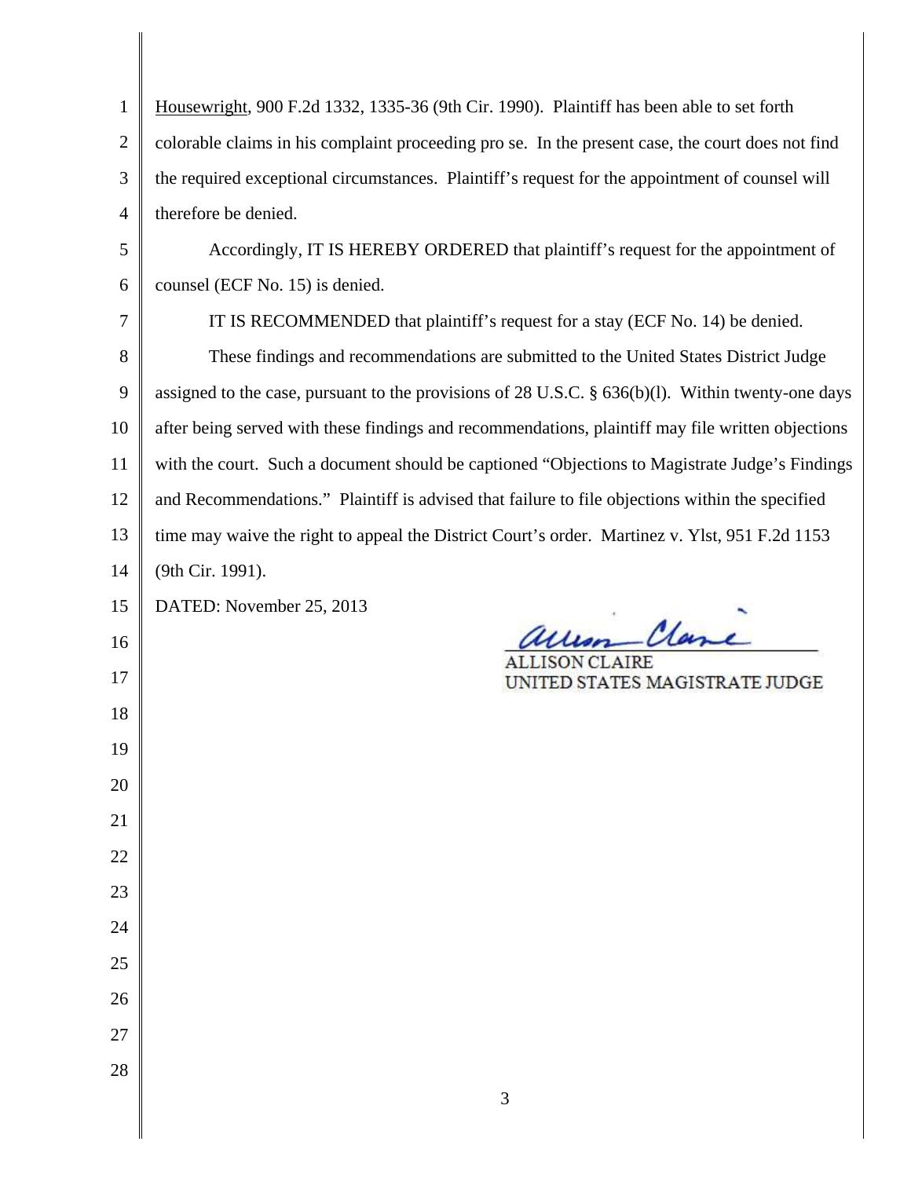Housewright, 900 F.2d 1332, 1335-36 (9th Cir. 1990). Plaintiff has been able to set forth colorable claims in his complaint proceeding pro se. In the present case, the court does not find the required exceptional circumstances. Plaintiff's request for the appointment of counsel will therefore be denied.

Accordingly, IT IS HEREBY ORDERED that plaintiff's request for the appointment of counsel (ECF No. 15) is denied.

IT IS RECOMMENDED that plaintiff's request for a stay (ECF No. 14) be denied.

These findings and recommendations are submitted to the United States District Judge assigned to the case, pursuant to the provisions of 28 U.S.C. § 636(b)(l). Within twenty-one days after being served with these findings and recommendations, plaintiff may file written objections with the court. Such a document should be captioned "Objections to Magistrate Judge's Findings and Recommendations." Plaintiff is advised that failure to file objections within the specified time may waive the right to appeal the District Court's order. Martinez v. Ylst, 951 F.2d 1153 (9th Cir. 1991).

DATED: November 25, 2013

ALLISON CLAIRE
UNITED STATES MAGISTRATE JUDGE